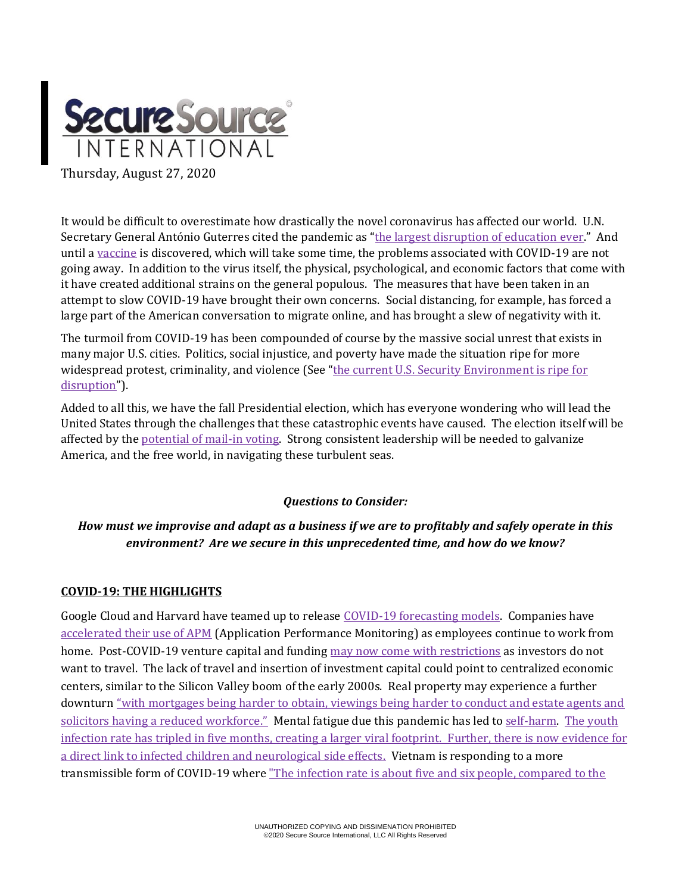# Secure Source INTERNATIONAL

Thursday, August 27, 2020

It would be difficult to overestimate how drastically the novel coronavirus has affected our world. U.N. Secretary General António Guterres cited the pandemic as "the largest disruption of education ever." And until a vaccine is discovered, which will take some time, the problems associated with COVID-19 are not going away. In addition to the virus itself, the physical, psychological, and economic factors that come with it have created additional strains on the general populous. The measures that have been taken in an attempt to slow COVID-19 have brought their own concerns. Social distancing, for example, has forced a large part of the American conversation to migrate online, and has brought a slew of negativity with it.

The turmoil from COVID-19 has been compounded of course by the massive social unrest that exists in many major U.S. cities. Politics, social injustice, and poverty have made the situation ripe for more widespread protest, criminality, and violence (See "the current U.S. Security Environment is ripe for disruption").

Added to all this, we have the fall Presidential election, which has everyone wondering who will lead the United States through the challenges that these catastrophic events have caused. The election itself will be affected by the potential of mail-in voting. Strong consistent leadership will be needed to galvanize America, and the free world, in navigating these turbulent seas.

***Questions to Consider:***

***How must we improvise and adapt as a business if we are to profitably and safely operate in this environment? Are we secure in this unprecedented time, and how do we know?***

## COVID-19: THE HIGHLIGHTS

Google Cloud and Harvard have teamed up to release COVID-19 forecasting models. Companies have accelerated their use of APM (Application Performance Monitoring) as employees continue to work from home. Post-COVID-19 venture capital and funding may now come with restrictions as investors do not want to travel. The lack of travel and insertion of investment capital could point to centralized economic centers, similar to the Silicon Valley boom of the early 2000s. Real property may experience a further downturn "with mortgages being harder to obtain, viewings being harder to conduct and estate agents and solicitors having a reduced workforce." Mental fatigue due this pandemic has led to self-harm. The youth infection rate has tripled in five months, creating a larger viral footprint. Further, there is now evidence for a direct link to infected children and neurological side effects. Vietnam is responding to a more transmissible form of COVID-19 where "The infection rate is about five and six people, compared to the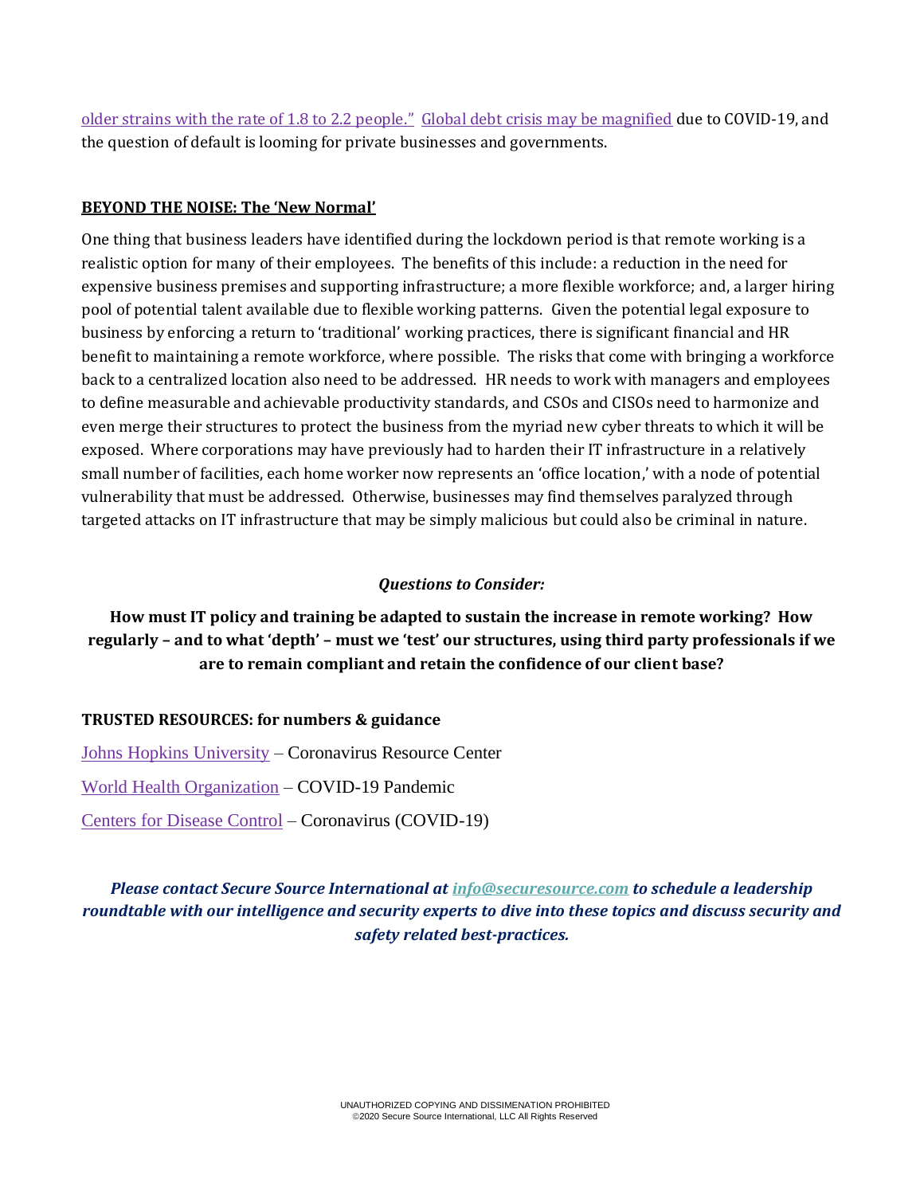older strains with the rate of 1.8 to 2.2 people." Global debt crisis may be magnified due to COVID-19, and the question of default is looming for private businesses and governments.

**BEYOND THE NOISE: The 'New Normal'**

One thing that business leaders have identified during the lockdown period is that remote working is a realistic option for many of their employees. The benefits of this include: a reduction in the need for expensive business premises and supporting infrastructure; a more flexible workforce; and, a larger hiring pool of potential talent available due to flexible working patterns. Given the potential legal exposure to business by enforcing a return to 'traditional' working practices, there is significant financial and HR benefit to maintaining a remote workforce, where possible. The risks that come with bringing a workforce back to a centralized location also need to be addressed. HR needs to work with managers and employees to define measurable and achievable productivity standards, and CSOs and CISOs need to harmonize and even merge their structures to protect the business from the myriad new cyber threats to which it will be exposed. Where corporations may have previously had to harden their IT infrastructure in a relatively small number of facilities, each home worker now represents an 'office location,' with a node of potential vulnerability that must be addressed. Otherwise, businesses may find themselves paralyzed through targeted attacks on IT infrastructure that may be simply malicious but could also be criminal in nature.

***Questions to Consider:***

**How must IT policy and training be adapted to sustain the increase in remote working? How regularly – and to what 'depth' – must we 'test' our structures, using third party professionals if we are to remain compliant and retain the confidence of our client base?**

**TRUSTED RESOURCES: for numbers & guidance**

Johns Hopkins University – Coronavirus Resource Center

World Health Organization – COVID-19 Pandemic

Centers for Disease Control – Coronavirus (COVID-19)

***Please contact Secure Source International at info@securesource.com to schedule a leadership roundtable with our intelligence and security experts to dive into these topics and discuss security and safety related best-practices.***

UNAUTHORIZED COPYING AND DISSIMENATION PROHIBITED
©2020 Secure Source International, LLC All Rights Reserved